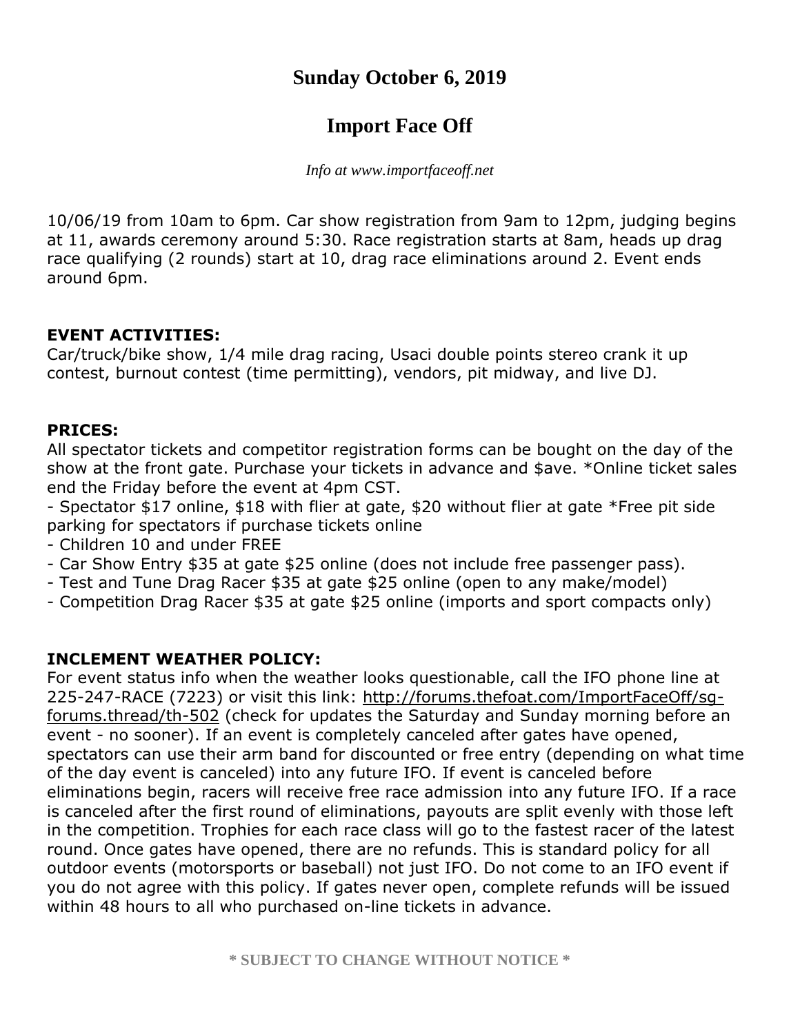# Sunday October 6, 2019

# Import Face Off

*Info at www.importfaceoff.net*

10/06/19 from 10am to 6pm. Car show registration from 9am to 12pm, judging begins at 11, awards ceremony around 5:30. Race registration starts at 8am, heads up drag race qualifying (2 rounds) start at 10, drag race eliminations around 2. Event ends around 6pm.

**EVENT ACTIVITIES:**
Car/truck/bike show, 1/4 mile drag racing, Usaci double points stereo crank it up contest, burnout contest (time permitting), vendors, pit midway, and live DJ.

**PRICES:**
All spectator tickets and competitor registration forms can be bought on the day of the show at the front gate. Purchase your tickets in advance and $ave. *Online ticket sales end the Friday before the event at 4pm CST.
- Spectator $17 online, $18 with flier at gate, $20 without flier at gate *Free pit side parking for spectators if purchase tickets online
- Children 10 and under FREE
- Car Show Entry $35 at gate $25 online (does not include free passenger pass).
- Test and Tune Drag Racer $35 at gate $25 online (open to any make/model)
- Competition Drag Racer $35 at gate $25 online (imports and sport compacts only)

**INCLEMENT WEATHER POLICY:**
For event status info when the weather looks questionable, call the IFO phone line at 225-247-RACE (7223) or visit this link: [http://forums.thefoat.com/ImportFaceOff/sg-forums.thread/th-502](http://forums.thefoat.com/ImportFaceOff/sg-forums.thread/th-502) (check for updates the Saturday and Sunday morning before an event - no sooner). If an event is completely canceled after gates have opened, spectators can use their arm band for discounted or free entry (depending on what time of the day event is canceled) into any future IFO. If event is canceled before eliminations begin, racers will receive free race admission into any future IFO. If a race is canceled after the first round of eliminations, payouts are split evenly with those left in the competition. Trophies for each race class will go to the fastest racer of the latest round. Once gates have opened, there are no refunds. This is standard policy for all outdoor events (motorsports or baseball) not just IFO. Do not come to an IFO event if you do not agree with this policy. If gates never open, complete refunds will be issued within 48 hours to all who purchased on-line tickets in advance.

**\* SUBJECT TO CHANGE WITHOUT NOTICE \***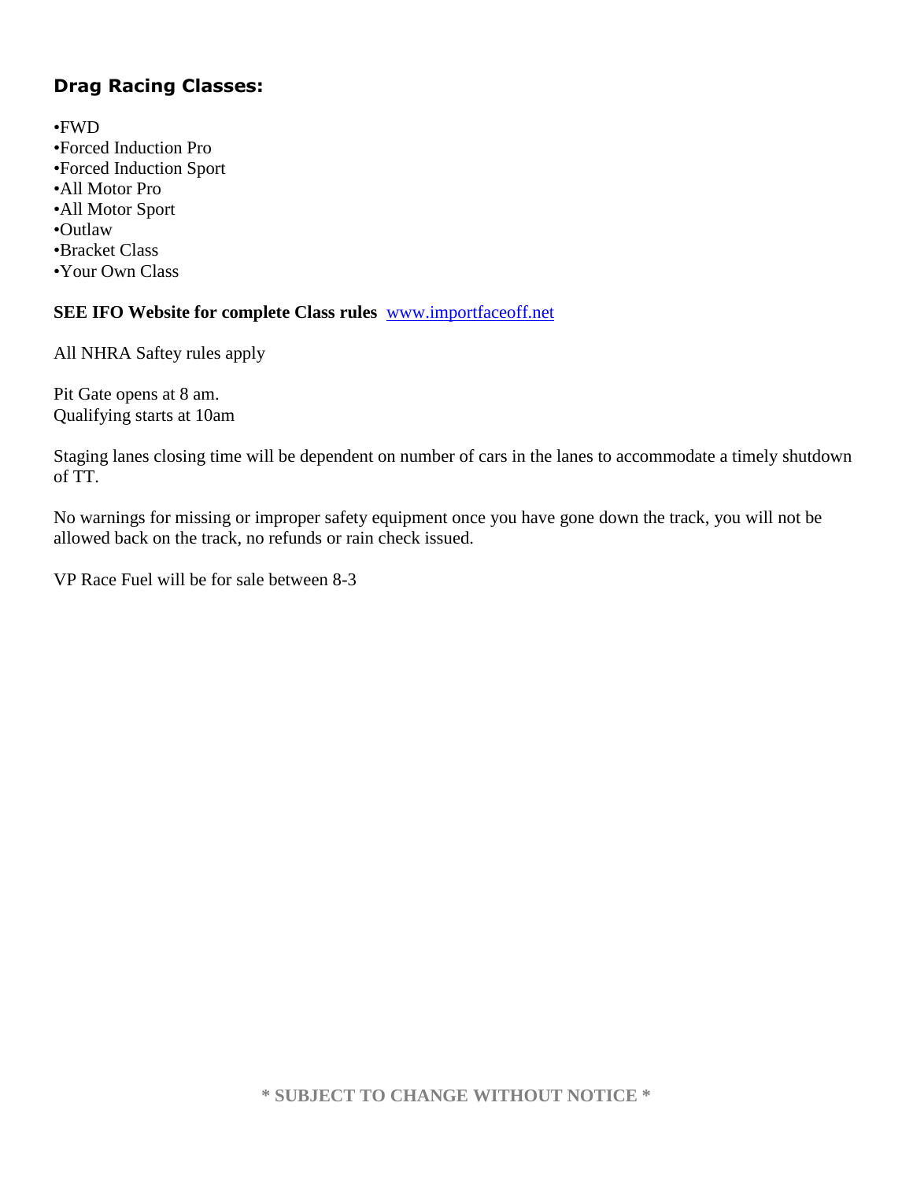## Drag Racing Classes:

- •FWD
- •Forced Induction Pro
- •Forced Induction Sport
- •All Motor Pro
- •All Motor Sport
- •Outlaw
- •Bracket Class
- •Your Own Class

**SEE IFO Website for complete Class rules** [www.importfaceoff.net](http://www.importfaceoff.net)

All NHRA Saftey rules apply

Pit Gate opens at 8 am.
Qualifying starts at 10am

Staging lanes closing time will be dependent on number of cars in the lanes to accommodate a timely shutdown of TT.

No warnings for missing or improper safety equipment once you have gone down the track, you will not be allowed back on the track, no refunds or rain check issued.

VP Race Fuel will be for sale between 8-3

**\* SUBJECT TO CHANGE WITHOUT NOTICE \***